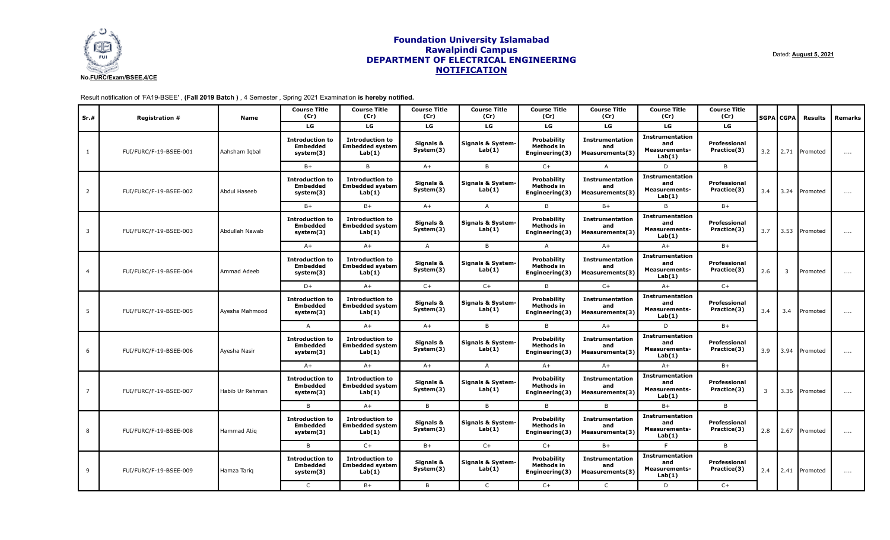No.FURC/Exam/BSEE,4/CE

# Foundation University Islamabad
## Rawalpindi Campus
## DEPARTMENT OF ELECTRICAL ENGINEERING
## NOTIFICATION

Dated: **August 5, 2021**

Result notification of 'FA19-BSEE' , **(Fall 2019 Batch )** , 4 Semester , Spring 2021 Examination **is hereby notified.**

| Sr.# | Registration # | Name | Course Title (Cr) | Course Title (Cr) | Course Title (Cr) | Course Title (Cr) | Course Title (Cr) | Course Title (Cr) | Course Title (Cr) | Course Title (Cr) | SGPA | CGPA | Results | Remarks |
|---|---|---|---|---|---|---|---|---|---|---|---|---|---|---|
| | | | LG | LG | LG | LG | LG | LG | LG | LG | | | | |
| 1 | FUI/FURC/F-19-BSEE-001 | Aahsham Iqbal | Introduction to Embedded system(3) | Introduction to Embedded system Lab(1) | Signals & System(3) | Signals & System-Lab(1) | Probability Methods in Engineering(3) | Instrumentation and Measurements(3) | Instrumentation and Measurements-Lab(1) | Professional Practice(3) | 3.2 | 2.71 | Promoted | .... |
| | | | B+ | B | A+ | B | C+ | A | D | B | | | | |
| 2 | FUI/FURC/F-19-BSEE-002 | Abdul Haseeb | Introduction to Embedded system(3) | Introduction to Embedded system Lab(1) | Signals & System(3) | Signals & System-Lab(1) | Probability Methods in Engineering(3) | Instrumentation and Measurements(3) | Instrumentation and Measurements-Lab(1) | Professional Practice(3) | 3.4 | 3.24 | Promoted | .... |
| | | | B+ | B+ | A+ | A | B | B+ | B | B+ | | | | |
| 3 | FUI/FURC/F-19-BSEE-003 | Abdullah Nawab | Introduction to Embedded system(3) | Introduction to Embedded system Lab(1) | Signals & System(3) | Signals & System-Lab(1) | Probability Methods in Engineering(3) | Instrumentation and Measurements(3) | Instrumentation and Measurements-Lab(1) | Professional Practice(3) | 3.7 | 3.53 | Promoted | .... |
| | | | A+ | A+ | A | B | A | A+ | A+ | B+ | | | | |
| 4 | FUI/FURC/F-19-BSEE-004 | Ammad Adeeb | Introduction to Embedded system(3) | Introduction to Embedded system Lab(1) | Signals & System(3) | Signals & System-Lab(1) | Probability Methods in Engineering(3) | Instrumentation and Measurements(3) | Instrumentation and Measurements-Lab(1) | Professional Practice(3) | 2.6 | 3 | Promoted | .... |
| | | | D+ | A+ | C+ | C+ | B | C+ | A+ | C+ | | | | |
| 5 | FUI/FURC/F-19-BSEE-005 | Ayesha Mahmood | Introduction to Embedded system(3) | Introduction to Embedded system Lab(1) | Signals & System(3) | Signals & System-Lab(1) | Probability Methods in Engineering(3) | Instrumentation and Measurements(3) | Instrumentation and Measurements-Lab(1) | Professional Practice(3) | 3.4 | 3.4 | Promoted | .... |
| | | | A | A+ | A+ | B | B | A+ | D | B+ | | | | |
| 6 | FUI/FURC/F-19-BSEE-006 | Ayesha Nasir | Introduction to Embedded system(3) | Introduction to Embedded system Lab(1) | Signals & System(3) | Signals & System-Lab(1) | Probability Methods in Engineering(3) | Instrumentation and Measurements(3) | Instrumentation and Measurements-Lab(1) | Professional Practice(3) | 3.9 | 3.94 | Promoted | .... |
| | | | A+ | A+ | A+ | A | A+ | A+ | A+ | B+ | | | | |
| 7 | FUI/FURC/F-19-BSEE-007 | Habib Ur Rehman | Introduction to Embedded system(3) | Introduction to Embedded system Lab(1) | Signals & System(3) | Signals & System-Lab(1) | Probability Methods in Engineering(3) | Instrumentation and Measurements(3) | Instrumentation and Measurements-Lab(1) | Professional Practice(3) | 3 | 3.36 | Promoted | .... |
| | | | B | A+ | B | B | B | B | B+ | B | | | | |
| 8 | FUI/FURC/F-19-BSEE-008 | Hammad Atiq | Introduction to Embedded system(3) | Introduction to Embedded system Lab(1) | Signals & System(3) | Signals & System-Lab(1) | Probability Methods in Engineering(3) | Instrumentation and Measurements(3) | Instrumentation and Measurements-Lab(1) | Professional Practice(3) | 2.8 | 2.67 | Promoted | .... |
| | | | B | C+ | B+ | C+ | C+ | B+ | F | B | | | | |
| 9 | FUI/FURC/F-19-BSEE-009 | Hamza Tariq | Introduction to Embedded system(3) | Introduction to Embedded system Lab(1) | Signals & System(3) | Signals & System-Lab(1) | Probability Methods in Engineering(3) | Instrumentation and Measurements(3) | Instrumentation and Measurements-Lab(1) | Professional Practice(3) | 2.4 | 2.41 | Promoted | .... |
| | | | C | B+ | B | C | C+ | C | D | C+ | | | | |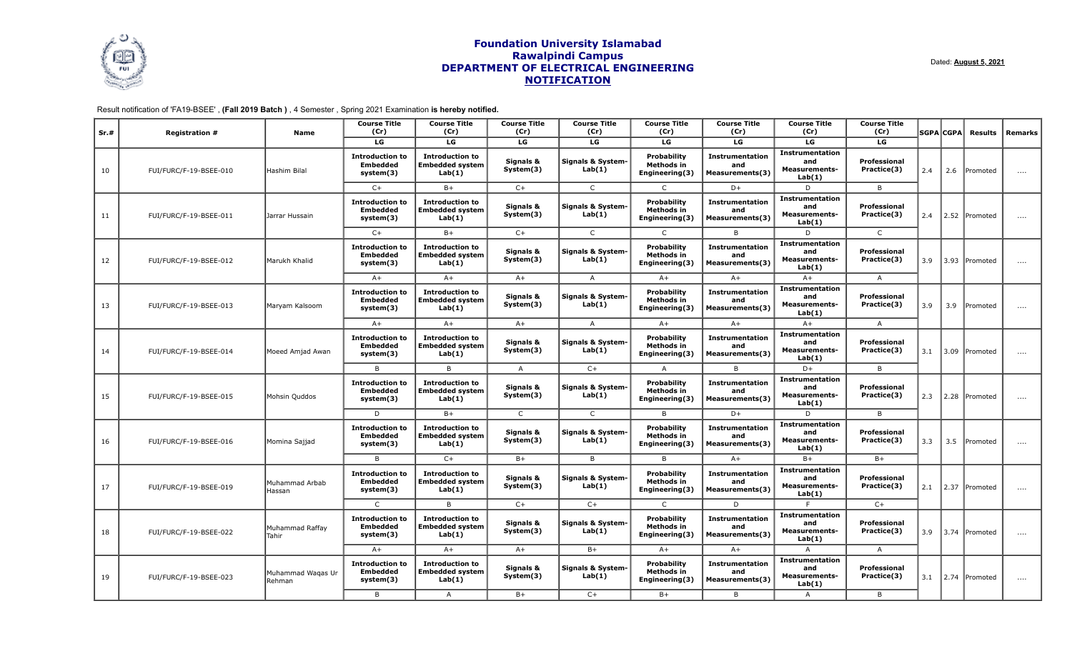# Foundation University Islamabad
## Rawalpindi Campus
## DEPARTMENT OF ELECTRICAL ENGINEERING
## NOTIFICATION

Dated: **August 5, 2021**

Result notification of 'FA19-BSEE' , **(Fall 2019 Batch )** , 4 Semester , Spring 2021 Examination **is hereby notified.**

| Sr.# | Registration # | Name | Course Title (Cr) LG | Course Title (Cr) LG | Course Title (Cr) LG | Course Title (Cr) LG | Course Title (Cr) LG | Course Title (Cr) LG | Course Title (Cr) LG | Course Title (Cr) LG | SGPA | CGPA | Results | Remarks |
|---|---|---|---|---|---|---|---|---|---|---|---|---|---|---|
| 10 | FUI/FURC/F-19-BSEE-010 | Hashim Bilal | Introduction to Embedded system(3) | Introduction to Embedded system Lab(1) | Signals & System(3) | Signals & System-Lab(1) | Probability Methods in Engineering(3) | Instrumentation and Measurements(3) | Instrumentation and Measurements-Lab(1) | Professional Practice(3) | 2.4 | 2.6 | Promoted | .... |
| | | | C+ | B+ | C+ | C | C | D+ | D | B | | | | |
| 11 | FUI/FURC/F-19-BSEE-011 | Jarrar Hussain | Introduction to Embedded system(3) | Introduction to Embedded system Lab(1) | Signals & System(3) | Signals & System-Lab(1) | Probability Methods in Engineering(3) | Instrumentation and Measurements(3) | Instrumentation and Measurements-Lab(1) | Professional Practice(3) | 2.4 | 2.52 | Promoted | .... |
| | | | C+ | B+ | C+ | C | C | B | D | C | | | | |
| 12 | FUI/FURC/F-19-BSEE-012 | Marukh Khalid | Introduction to Embedded system(3) | Introduction to Embedded system Lab(1) | Signals & System(3) | Signals & System-Lab(1) | Probability Methods in Engineering(3) | Instrumentation and Measurements(3) | Instrumentation and Measurements-Lab(1) | Professional Practice(3) | 3.9 | 3.93 | Promoted | .... |
| | | | A+ | A+ | A+ | A | A+ | A+ | A+ | A | | | | |
| 13 | FUI/FURC/F-19-BSEE-013 | Maryam Kalsoom | Introduction to Embedded system(3) | Introduction to Embedded system Lab(1) | Signals & System(3) | Signals & System-Lab(1) | Probability Methods in Engineering(3) | Instrumentation and Measurements(3) | Instrumentation and Measurements-Lab(1) | Professional Practice(3) | 3.9 | 3.9 | Promoted | .... |
| | | | A+ | A+ | A+ | A | A+ | A+ | A+ | A | | | | |
| 14 | FUI/FURC/F-19-BSEE-014 | Moeed Amjad Awan | Introduction to Embedded system(3) | Introduction to Embedded system Lab(1) | Signals & System(3) | Signals & System-Lab(1) | Probability Methods in Engineering(3) | Instrumentation and Measurements(3) | Instrumentation and Measurements-Lab(1) | Professional Practice(3) | 3.1 | 3.09 | Promoted | .... |
| | | | B | B | A | C+ | A | B | D+ | B | | | | |
| 15 | FUI/FURC/F-19-BSEE-015 | Mohsin Quddos | Introduction to Embedded system(3) | Introduction to Embedded system Lab(1) | Signals & System(3) | Signals & System-Lab(1) | Probability Methods in Engineering(3) | Instrumentation and Measurements(3) | Instrumentation and Measurements-Lab(1) | Professional Practice(3) | 2.3 | 2.28 | Promoted | .... |
| | | | D | B+ | C | C | B | D+ | D | B | | | | |
| 16 | FUI/FURC/F-19-BSEE-016 | Momina Sajjad | Introduction to Embedded system(3) | Introduction to Embedded system Lab(1) | Signals & System(3) | Signals & System-Lab(1) | Probability Methods in Engineering(3) | Instrumentation and Measurements(3) | Instrumentation and Measurements-Lab(1) | Professional Practice(3) | 3.3 | 3.5 | Promoted | .... |
| | | | B | C+ | B+ | B | B | A+ | B+ | B+ | | | | |
| 17 | FUI/FURC/F-19-BSEE-019 | Muhammad Arbab Hassan | Introduction to Embedded system(3) | Introduction to Embedded system Lab(1) | Signals & System(3) | Signals & System-Lab(1) | Probability Methods in Engineering(3) | Instrumentation and Measurements(3) | Instrumentation and Measurements-Lab(1) | Professional Practice(3) | 2.1 | 2.37 | Promoted | .... |
| | | | C | B | C+ | C+ | C | D | F | C+ | | | | |
| 18 | FUI/FURC/F-19-BSEE-022 | Muhammad Raffay Tahir | Introduction to Embedded system(3) | Introduction to Embedded system Lab(1) | Signals & System(3) | Signals & System-Lab(1) | Probability Methods in Engineering(3) | Instrumentation and Measurements(3) | Instrumentation and Measurements-Lab(1) | Professional Practice(3) | 3.9 | 3.74 | Promoted | .... |
| | | | A+ | A+ | A+ | B+ | A+ | A+ | A | A | | | | |
| 19 | FUI/FURC/F-19-BSEE-023 | Muhammad Waqas Ur Rehman | Introduction to Embedded system(3) | Introduction to Embedded system Lab(1) | Signals & System(3) | Signals & System-Lab(1) | Probability Methods in Engineering(3) | Instrumentation and Measurements(3) | Instrumentation and Measurements-Lab(1) | Professional Practice(3) | 3.1 | 2.74 | Promoted | .... |
| | | | B | A | B+ | C+ | B+ | B | A | B | | | | |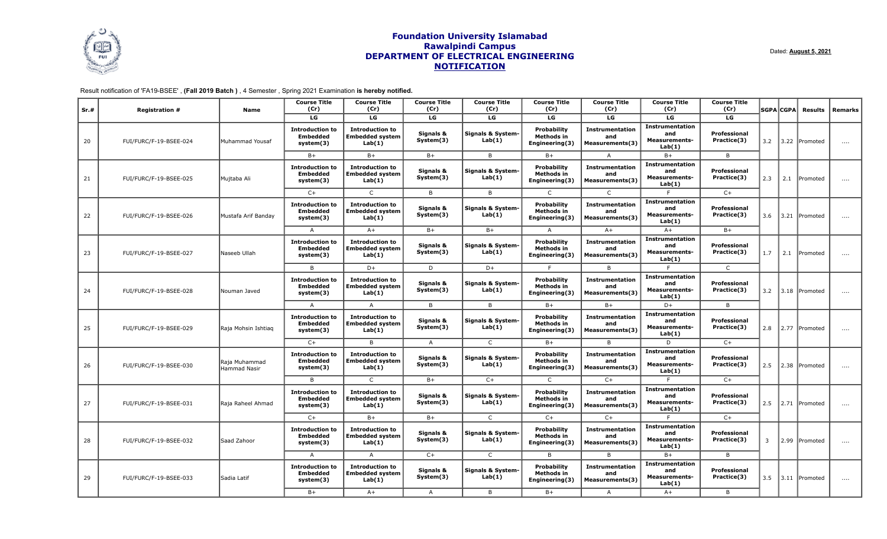# Foundation University Islamabad
## Rawalpindi Campus
## DEPARTMENT OF ELECTRICAL ENGINEERING
## NOTIFICATION

Dated: **August 5, 2021**

Result notification of 'FA19-BSEE' , **(Fall 2019 Batch )** , 4 Semester , Spring 2021 Examination **is hereby notified.**

| Sr.# | Registration # | Name | Course Title (Cr) | Course Title (Cr) | Course Title (Cr) | Course Title (Cr) | Course Title (Cr) | Course Title (Cr) | Course Title (Cr) | Course Title (Cr) | SGPA | CGPA | Results | Remarks |
|---|---|---|---|---|---|---|---|---|---|---|---|---|---|---|
| | | | LG | LG | LG | LG | LG | LG | LG | LG | | | | |
| 20 | FUI/FURC/F-19-BSEE-024 | Muhammad Yousaf | Introduction to Embedded system(3) | Introduction to Embedded system Lab(1) | Signals & System(3) | Signals & System-Lab(1) | Probability Methods in Engineering(3) | Instrumentation and Measurements(3) | Instrumentation and Measurements-Lab(1) | Professional Practice(3) | 3.2 | 3.22 | Promoted | .... |
| | | | B+ | B+ | B+ | B | B+ | A | B+ | B | | | | |
| 21 | FUI/FURC/F-19-BSEE-025 | Mujtaba Ali | Introduction to Embedded system(3) | Introduction to Embedded system Lab(1) | Signals & System(3) | Signals & System-Lab(1) | Probability Methods in Engineering(3) | Instrumentation and Measurements(3) | Instrumentation and Measurements-Lab(1) | Professional Practice(3) | 2.3 | 2.1 | Promoted | .... |
| | | | C+ | C | B | B | C | C | F | C+ | | | | |
| 22 | FUI/FURC/F-19-BSEE-026 | Mustafa Arif Banday | Introduction to Embedded system(3) | Introduction to Embedded system Lab(1) | Signals & System(3) | Signals & System-Lab(1) | Probability Methods in Engineering(3) | Instrumentation and Measurements(3) | Instrumentation and Measurements-Lab(1) | Professional Practice(3) | 3.6 | 3.21 | Promoted | .... |
| | | | A | A+ | B+ | B+ | A | A+ | A+ | B+ | | | | |
| 23 | FUI/FURC/F-19-BSEE-027 | Naseeb Ullah | Introduction to Embedded system(3) | Introduction to Embedded system Lab(1) | Signals & System(3) | Signals & System-Lab(1) | Probability Methods in Engineering(3) | Instrumentation and Measurements(3) | Instrumentation and Measurements-Lab(1) | Professional Practice(3) | 1.7 | 2.1 | Promoted | .... |
| | | | B | D+ | D | D+ | F | B | F | C | | | | |
| 24 | FUI/FURC/F-19-BSEE-028 | Nouman Javed | Introduction to Embedded system(3) | Introduction to Embedded system Lab(1) | Signals & System(3) | Signals & System-Lab(1) | Probability Methods in Engineering(3) | Instrumentation and Measurements(3) | Instrumentation and Measurements-Lab(1) | Professional Practice(3) | 3.2 | 3.18 | Promoted | .... |
| | | | A | A | B | B | B+ | B+ | D+ | B | | | | |
| 25 | FUI/FURC/F-19-BSEE-029 | Raja Mohsin Ishtiaq | Introduction to Embedded system(3) | Introduction to Embedded system Lab(1) | Signals & System(3) | Signals & System-Lab(1) | Probability Methods in Engineering(3) | Instrumentation and Measurements(3) | Instrumentation and Measurements-Lab(1) | Professional Practice(3) | 2.8 | 2.77 | Promoted | .... |
| | | | C+ | B | A | C | B+ | B | D | C+ | | | | |
| 26 | FUI/FURC/F-19-BSEE-030 | Raja Muhammad Hammad Nasir | Introduction to Embedded system(3) | Introduction to Embedded system Lab(1) | Signals & System(3) | Signals & System-Lab(1) | Probability Methods in Engineering(3) | Instrumentation and Measurements(3) | Instrumentation and Measurements-Lab(1) | Professional Practice(3) | 2.5 | 2.38 | Promoted | .... |
| | | | B | C | B+ | C+ | C | C+ | F | C+ | | | | |
| 27 | FUI/FURC/F-19-BSEE-031 | Raja Raheel Ahmad | Introduction to Embedded system(3) | Introduction to Embedded system Lab(1) | Signals & System(3) | Signals & System-Lab(1) | Probability Methods in Engineering(3) | Instrumentation and Measurements(3) | Instrumentation and Measurements-Lab(1) | Professional Practice(3) | 2.5 | 2.71 | Promoted | .... |
| | | | C+ | B+ | B+ | C | C+ | C+ | F | C+ | | | | |
| 28 | FUI/FURC/F-19-BSEE-032 | Saad Zahoor | Introduction to Embedded system(3) | Introduction to Embedded system Lab(1) | Signals & System(3) | Signals & System-Lab(1) | Probability Methods in Engineering(3) | Instrumentation and Measurements(3) | Instrumentation and Measurements-Lab(1) | Professional Practice(3) | 3 | 2.99 | Promoted | .... |
| | | | A | A | C+ | C | B | B | B+ | B | | | | |
| 29 | FUI/FURC/F-19-BSEE-033 | Sadia Latif | Introduction to Embedded system(3) | Introduction to Embedded system Lab(1) | Signals & System(3) | Signals & System-Lab(1) | Probability Methods in Engineering(3) | Instrumentation and Measurements(3) | Instrumentation and Measurements-Lab(1) | Professional Practice(3) | 3.5 | 3.11 | Promoted | .... |
| | | | B+ | A+ | A | B | B+ | A | A+ | B | | | | |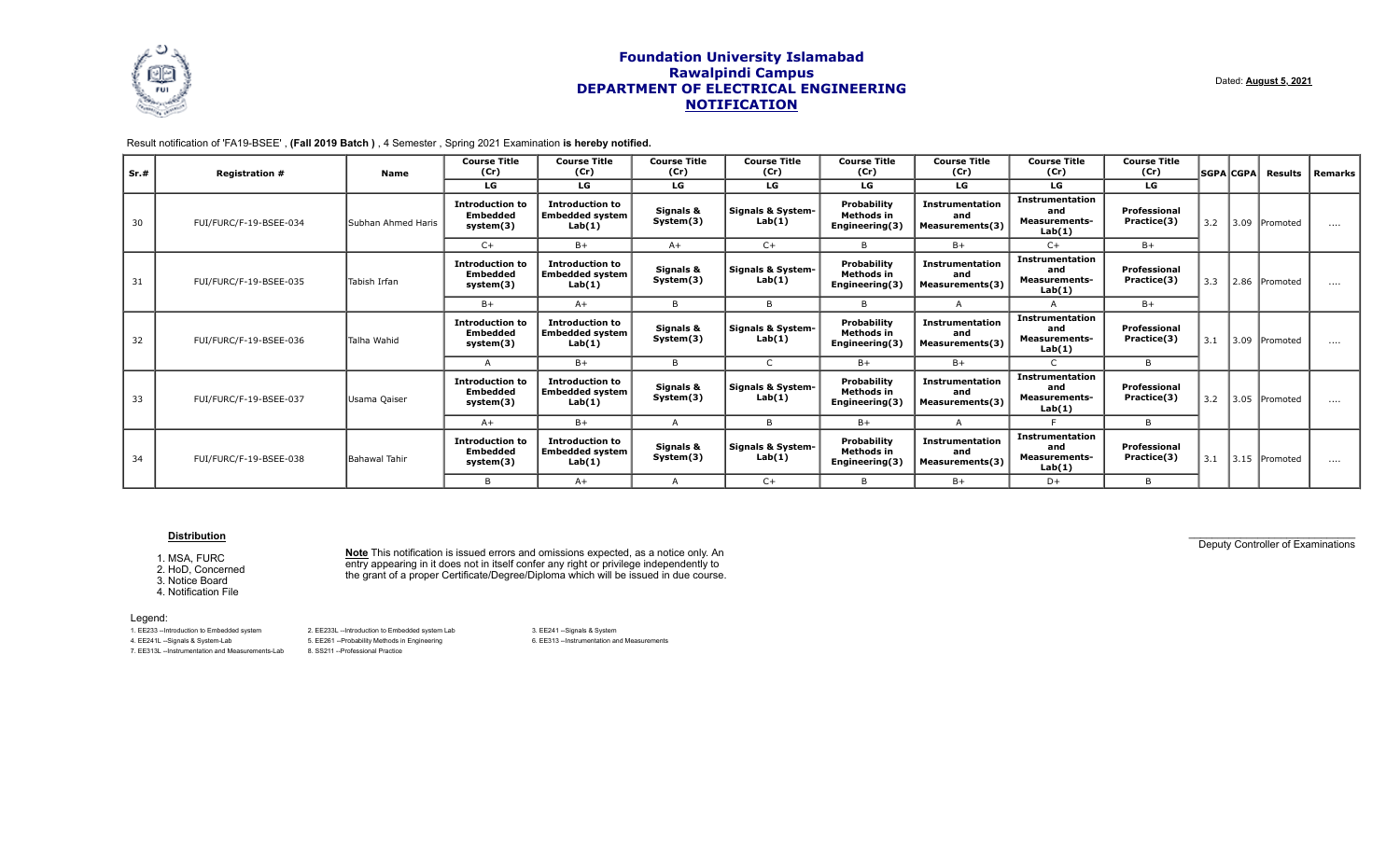# Foundation University Islamabad
## Rawalpindi Campus
## DEPARTMENT OF ELECTRICAL ENGINEERING
## NOTIFICATION

Dated: **August 5, 2021**

Result notification of 'FA19-BSEE' , **(Fall 2019 Batch )** , 4 Semester , Spring 2021 Examination **is hereby notified.**

| Sr.# | Registration # | Name | Course Title (Cr) | Course Title (Cr) | Course Title (Cr) | Course Title (Cr) | Course Title (Cr) | Course Title (Cr) | Course Title (Cr) | Course Title (Cr) | SGPA | CGPA | Results | Remarks |
|---|---|---|---|---|---|---|---|---|---|---|---|---|---|---|
| | | | LG | LG | LG | LG | LG | LG | LG | LG | | | | |
| 30 | FUI/FURC/F-19-BSEE-034 | Subhan Ahmed Haris | Introduction to Embedded system(3) | Introduction to Embedded system Lab(1) | Signals & System(3) | Signals & System-Lab(1) | Probability Methods in Engineering(3) | Instrumentation and Measurements(3) | Instrumentation and Measurements-Lab(1) | Professional Practice(3) | 3.2 | 3.09 | Promoted | .... |
| | | | C+ | B+ | A+ | C+ | B | B+ | C+ | B+ | | | | |
| 31 | FUI/FURC/F-19-BSEE-035 | Tabish Irfan | Introduction to Embedded system(3) | Introduction to Embedded system Lab(1) | Signals & System(3) | Signals & System-Lab(1) | Probability Methods in Engineering(3) | Instrumentation and Measurements(3) | Instrumentation and Measurements-Lab(1) | Professional Practice(3) | 3.3 | 2.86 | Promoted | .... |
| | | | B+ | A+ | B | B | B | A | A | B+ | | | | |
| 32 | FUI/FURC/F-19-BSEE-036 | Talha Wahid | Introduction to Embedded system(3) | Introduction to Embedded system Lab(1) | Signals & System(3) | Signals & System-Lab(1) | Probability Methods in Engineering(3) | Instrumentation and Measurements(3) | Instrumentation and Measurements-Lab(1) | Professional Practice(3) | 3.1 | 3.09 | Promoted | .... |
| | | | A | B+ | B | C | B+ | B+ | C | B | | | | |
| 33 | FUI/FURC/F-19-BSEE-037 | Usama Qaiser | Introduction to Embedded system(3) | Introduction to Embedded system Lab(1) | Signals & System(3) | Signals & System-Lab(1) | Probability Methods in Engineering(3) | Instrumentation and Measurements(3) | Instrumentation and Measurements-Lab(1) | Professional Practice(3) | 3.2 | 3.05 | Promoted | .... |
| | | | A+ | B+ | A | B | B+ | A | F | B | | | | |
| 34 | FUI/FURC/F-19-BSEE-038 | Bahawal Tahir | Introduction to Embedded system(3) | Introduction to Embedded system Lab(1) | Signals & System(3) | Signals & System-Lab(1) | Probability Methods in Engineering(3) | Instrumentation and Measurements(3) | Instrumentation and Measurements-Lab(1) | Professional Practice(3) | 3.1 | 3.15 | Promoted | .... |
| | | | B | A+ | A | C+ | B | B+ | D+ | B | | | | |

**Distribution**

1. MSA, FURC
2. HoD, Concerned
3. Notice Board
4. Notification File

**Note** This notification is issued errors and omissions expected, as a notice only. An entry appearing in it does not in itself confer any right or privilege independently to the grant of a proper Certificate/Degree/Diploma which will be issued in due course.

Deputy Controller of Examinations

Legend:

1. EE233 --Introduction to Embedded system
2. EE233L --Introduction to Embedded system Lab
3. EE241 --Signals & System
4. EE241L --Signals & System-Lab
5. EE261 --Probability Methods in Engineering
6. EE313 --Instrumentation and Measurements
7. EE313L --Instrumentation and Measurements-Lab
8. SS211 --Professional Practice